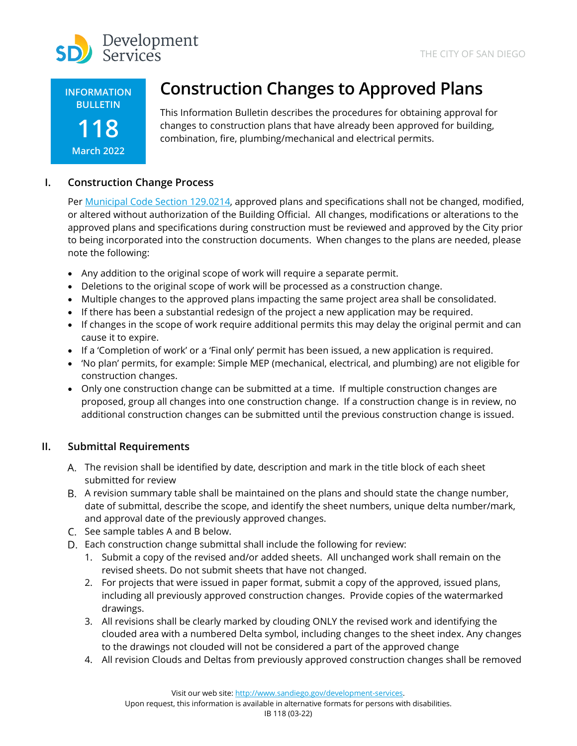Development Services

THE CITY OF SAN DIEGO

**INFORMATION BULLETIN**
**118**
**March 2022**

# Construction Changes to Approved Plans

This Information Bulletin describes the procedures for obtaining approval for changes to construction plans that have already been approved for building, combination, fire, plumbing/mechanical and electrical permits.

## I. Construction Change Process

Per Municipal Code Section 129.0214, approved plans and specifications shall not be changed, modified, or altered without authorization of the Building Official. All changes, modifications or alterations to the approved plans and specifications during construction must be reviewed and approved by the City prior to being incorporated into the construction documents. When changes to the plans are needed, please note the following:

- Any addition to the original scope of work will require a separate permit.
- Deletions to the original scope of work will be processed as a construction change.
- Multiple changes to the approved plans impacting the same project area shall be consolidated.
- If there has been a substantial redesign of the project a new application may be required.
- If changes in the scope of work require additional permits this may delay the original permit and can cause it to expire.
- If a 'Completion of work' or a 'Final only' permit has been issued, a new application is required.
- 'No plan' permits, for example: Simple MEP (mechanical, electrical, and plumbing) are not eligible for construction changes.
- Only one construction change can be submitted at a time. If multiple construction changes are proposed, group all changes into one construction change. If a construction change is in review, no additional construction changes can be submitted until the previous construction change is issued.

## II. Submittal Requirements

A. The revision shall be identified by date, description and mark in the title block of each sheet submitted for review

B. A revision summary table shall be maintained on the plans and should state the change number, date of submittal, describe the scope, and identify the sheet numbers, unique delta number/mark, and approval date of the previously approved changes.

C. See sample tables A and B below.

D. Each construction change submittal shall include the following for review:

1. Submit a copy of the revised and/or added sheets. All unchanged work shall remain on the revised sheets. Do not submit sheets that have not changed.
2. For projects that were issued in paper format, submit a copy of the approved, issued plans, including all previously approved construction changes. Provide copies of the watermarked drawings.
3. All revisions shall be clearly marked by clouding ONLY the revised work and identifying the clouded area with a numbered Delta symbol, including changes to the sheet index. Any changes to the drawings not clouded will not be considered a part of the approved change
4. All revision Clouds and Deltas from previously approved construction changes shall be removed

Visit our web site: http://www.sandiego.gov/development-services.
Upon request, this information is available in alternative formats for persons with disabilities.
IB 118 (03-22)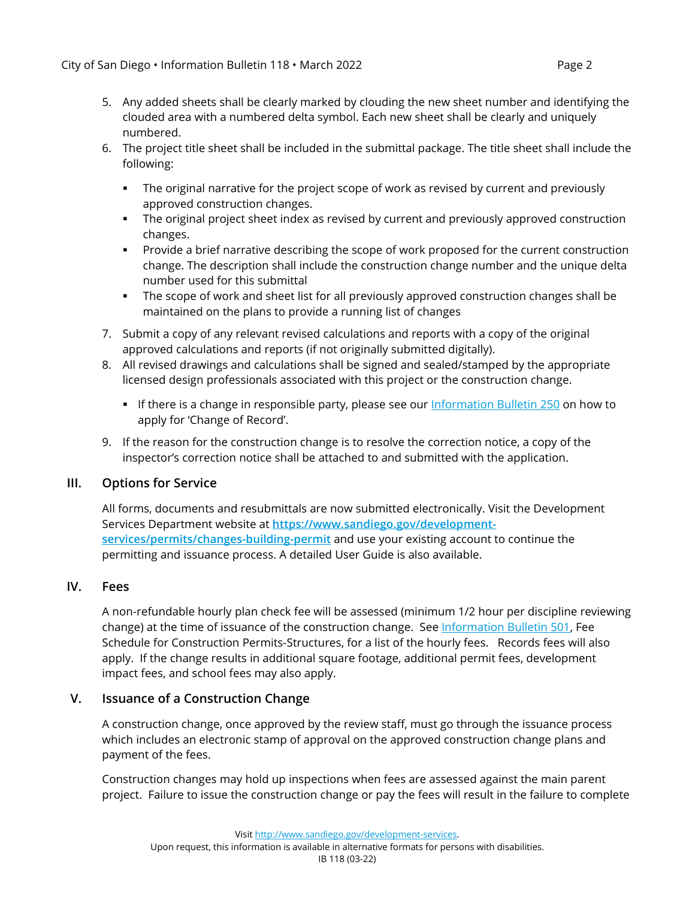5. Any added sheets shall be clearly marked by clouding the new sheet number and identifying the clouded area with a numbered delta symbol. Each new sheet shall be clearly and uniquely numbered.
6. The project title sheet shall be included in the submittal package. The title sheet shall include the following:
   - The original narrative for the project scope of work as revised by current and previously approved construction changes.
   - The original project sheet index as revised by current and previously approved construction changes.
   - Provide a brief narrative describing the scope of work proposed for the current construction change. The description shall include the construction change number and the unique delta number used for this submittal
   - The scope of work and sheet list for all previously approved construction changes shall be maintained on the plans to provide a running list of changes
7. Submit a copy of any relevant revised calculations and reports with a copy of the original approved calculations and reports (if not originally submitted digitally).
8. All revised drawings and calculations shall be signed and sealed/stamped by the appropriate licensed design professionals associated with this project or the construction change.
   - If there is a change in responsible party, please see our Information Bulletin 250 on how to apply for 'Change of Record'.
9. If the reason for the construction change is to resolve the correction notice, a copy of the inspector's correction notice shall be attached to and submitted with the application.

## III. Options for Service

All forms, documents and resubmittals are now submitted electronically. Visit the Development Services Department website at **https://www.sandiego.gov/development-services/permits/changes-building-permit** and use your existing account to continue the permitting and issuance process. A detailed User Guide is also available.

## IV. Fees

A non-refundable hourly plan check fee will be assessed (minimum 1/2 hour per discipline reviewing change) at the time of issuance of the construction change. See Information Bulletin 501, Fee Schedule for Construction Permits-Structures, for a list of the hourly fees. Records fees will also apply. If the change results in additional square footage, additional permit fees, development impact fees, and school fees may also apply.

## V. Issuance of a Construction Change

A construction change, once approved by the review staff, must go through the issuance process which includes an electronic stamp of approval on the approved construction change plans and payment of the fees.

Construction changes may hold up inspections when fees are assessed against the main parent project. Failure to issue the construction change or pay the fees will result in the failure to complete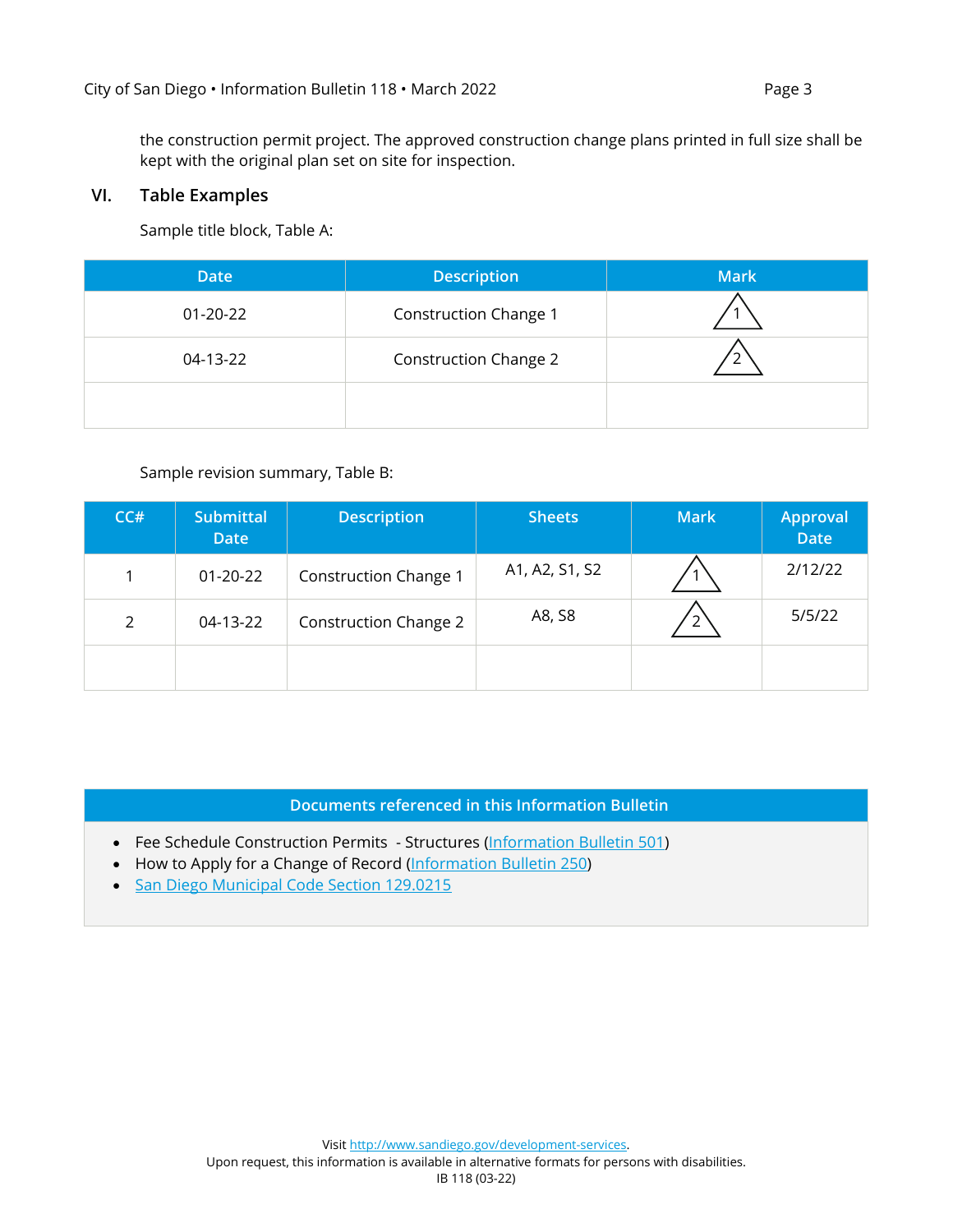the construction permit project. The approved construction change plans printed in full size shall be kept with the original plan set on site for inspection.

## VI. Table Examples

Sample title block, Table A:

| Date | Description | Mark |
|---|---|---|
| 01-20-22 | Construction Change 1 | △1 |
| 04-13-22 | Construction Change 2 | △2 |
| | | |

Sample revision summary, Table B:

| CC# | Submittal Date | Description | Sheets | Mark | Approval Date |
|---|---|---|---|---|---|
| 1 | 01-20-22 | Construction Change 1 | A1, A2, S1, S2 | △1 | 2/12/22 |
| 2 | 04-13-22 | Construction Change 2 | A8, S8 | △2 | 5/5/22 |
| | | | | | |

**Documents referenced in this Information Bulletin**

- Fee Schedule Construction Permits - Structures (Information Bulletin 501)
- How to Apply for a Change of Record (Information Bulletin 250)
- San Diego Municipal Code Section 129.0215

Visit http://www.sandiego.gov/development-services.
Upon request, this information is available in alternative formats for persons with disabilities.
IB 118 (03-22)